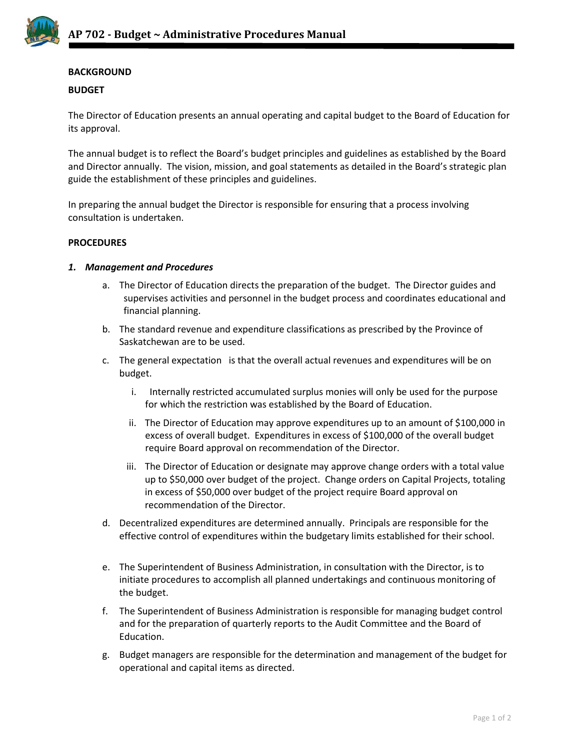# AP 702 - Budget ~ Administrative Procedures Manual

**BACKGROUND**

**BUDGET**

The Director of Education presents an annual operating and capital budget to the Board of Education for its approval.

The annual budget is to reflect the Board's budget principles and guidelines as established by the Board and Director annually. The vision, mission, and goal statements as detailed in the Board's strategic plan guide the establishment of these principles and guidelines.

In preparing the annual budget the Director is responsible for ensuring that a process involving consultation is undertaken.

**PROCEDURES**

***1. Management and Procedures***

a. The Director of Education directs the preparation of the budget. The Director guides and supervises activities and personnel in the budget process and coordinates educational and financial planning.

b. The standard revenue and expenditure classifications as prescribed by the Province of Saskatchewan are to be used.

c. The general expectation is that the overall actual revenues and expenditures will be on budget.

   i. Internally restricted accumulated surplus monies will only be used for the purpose for which the restriction was established by the Board of Education.

   ii. The Director of Education may approve expenditures up to an amount of $100,000 in excess of overall budget. Expenditures in excess of $100,000 of the overall budget require Board approval on recommendation of the Director.

   iii. The Director of Education or designate may approve change orders with a total value up to $50,000 over budget of the project. Change orders on Capital Projects, totaling in excess of $50,000 over budget of the project require Board approval on recommendation of the Director.

d. Decentralized expenditures are determined annually. Principals are responsible for the effective control of expenditures within the budgetary limits established for their school.

e. The Superintendent of Business Administration, in consultation with the Director, is to initiate procedures to accomplish all planned undertakings and continuous monitoring of the budget.

f. The Superintendent of Business Administration is responsible for managing budget control and for the preparation of quarterly reports to the Audit Committee and the Board of Education.

g. Budget managers are responsible for the determination and management of the budget for operational and capital items as directed.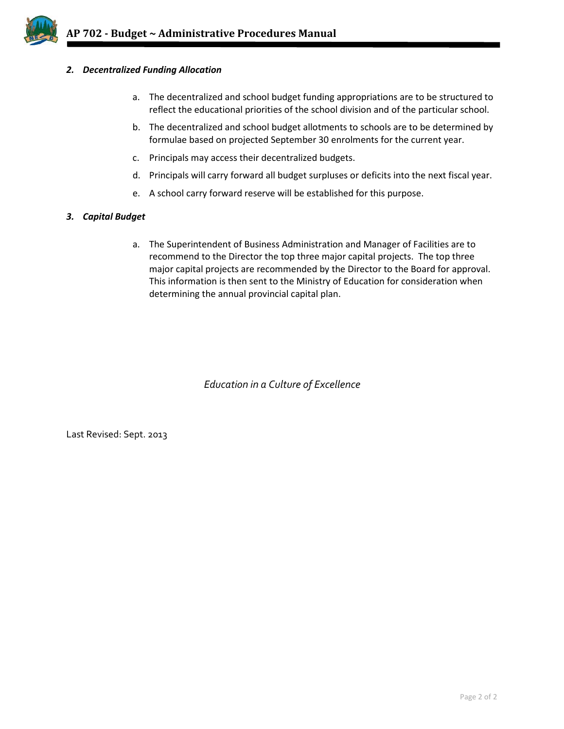### *2. Decentralized Funding Allocation*

a. The decentralized and school budget funding appropriations are to be structured to reflect the educational priorities of the school division and of the particular school.

b. The decentralized and school budget allotments to schools are to be determined by formulae based on projected September 30 enrolments for the current year.

c. Principals may access their decentralized budgets.

d. Principals will carry forward all budget surpluses or deficits into the next fiscal year.

e. A school carry forward reserve will be established for this purpose.

### *3. Capital Budget*

a. The Superintendent of Business Administration and Manager of Facilities are to recommend to the Director the top three major capital projects. The top three major capital projects are recommended by the Director to the Board for approval. This information is then sent to the Ministry of Education for consideration when determining the annual provincial capital plan.

*Education in a Culture of Excellence*

Last Revised: Sept. 2013